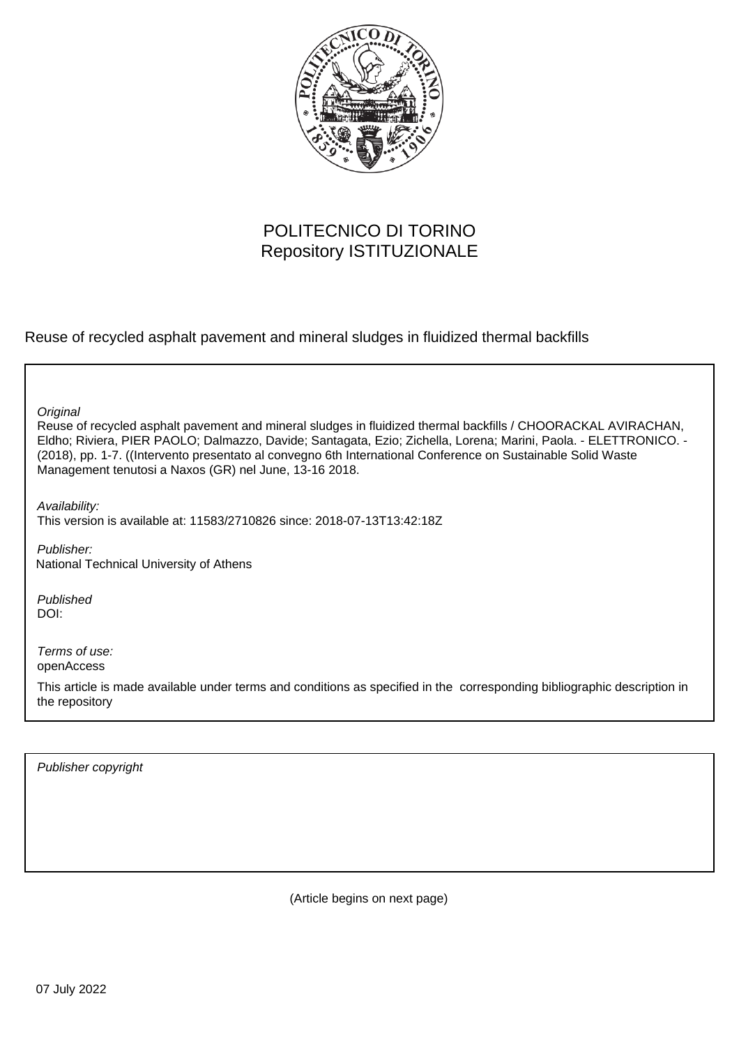POLITECNICO DI TORINO
Repository ISTITUZIONALE

Reuse of recycled asphalt pavement and mineral sludges in fluidized thermal backfills

*Original*
Reuse of recycled asphalt pavement and mineral sludges in fluidized thermal backfills / CHOORACKAL AVIRACHAN, Eldho; Riviera, PIER PAOLO; Dalmazzo, Davide; Santagata, Ezio; Zichella, Lorena; Marini, Paola. - ELETTRONICO. - (2018), pp. 1-7. ((Intervento presentato al convegno 6th International Conference on Sustainable Solid Waste Management tenutosi a Naxos (GR) nel June, 13-16 2018.

*Availability:*
This version is available at: 11583/2710826 since: 2018-07-13T13:42:18Z

*Publisher:*
National Technical University of Athens

*Published*
DOI:

*Terms of use:*
openAccess

This article is made available under terms and conditions as specified in the corresponding bibliographic description in the repository

*Publisher copyright*

(Article begins on next page)

07 July 2022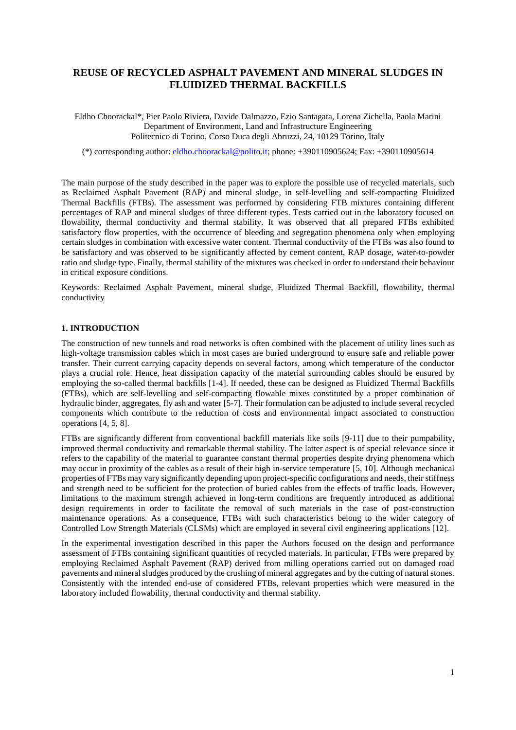# REUSE OF RECYCLED ASPHALT PAVEMENT AND MINERAL SLUDGES IN FLUIDIZED THERMAL BACKFILLS

Eldho Choorackal*, Pier Paolo Riviera, Davide Dalmazzo, Ezio Santagata, Lorena Zichella, Paola Marini
Department of Environment, Land and Infrastructure Engineering
Politecnico di Torino, Corso Duca degli Abruzzi, 24, 10129 Torino, Italy

(*) corresponding author: eldho.choorackal@polito.it; phone: +390110905624; Fax: +390110905614

The main purpose of the study described in the paper was to explore the possible use of recycled materials, such as Reclaimed Asphalt Pavement (RAP) and mineral sludge, in self-levelling and self-compacting Fluidized Thermal Backfills (FTBs). The assessment was performed by considering FTB mixtures containing different percentages of RAP and mineral sludges of three different types. Tests carried out in the laboratory focused on flowability, thermal conductivity and thermal stability. It was observed that all prepared FTBs exhibited satisfactory flow properties, with the occurrence of bleeding and segregation phenomena only when employing certain sludges in combination with excessive water content. Thermal conductivity of the FTBs was also found to be satisfactory and was observed to be significantly affected by cement content, RAP dosage, water-to-powder ratio and sludge type. Finally, thermal stability of the mixtures was checked in order to understand their behaviour in critical exposure conditions.

Keywords: Reclaimed Asphalt Pavement, mineral sludge, Fluidized Thermal Backfill, flowability, thermal conductivity

## 1. INTRODUCTION

The construction of new tunnels and road networks is often combined with the placement of utility lines such as high-voltage transmission cables which in most cases are buried underground to ensure safe and reliable power transfer. Their current carrying capacity depends on several factors, among which temperature of the conductor plays a crucial role. Hence, heat dissipation capacity of the material surrounding cables should be ensured by employing the so-called thermal backfills [1-4]. If needed, these can be designed as Fluidized Thermal Backfills (FTBs), which are self-levelling and self-compacting flowable mixes constituted by a proper combination of hydraulic binder, aggregates, fly ash and water [5-7]. Their formulation can be adjusted to include several recycled components which contribute to the reduction of costs and environmental impact associated to construction operations [4, 5, 8].

FTBs are significantly different from conventional backfill materials like soils [9-11] due to their pumpability, improved thermal conductivity and remarkable thermal stability. The latter aspect is of special relevance since it refers to the capability of the material to guarantee constant thermal properties despite drying phenomena which may occur in proximity of the cables as a result of their high in-service temperature [5, 10]. Although mechanical properties of FTBs may vary significantly depending upon project-specific configurations and needs, their stiffness and strength need to be sufficient for the protection of buried cables from the effects of traffic loads. However, limitations to the maximum strength achieved in long-term conditions are frequently introduced as additional design requirements in order to facilitate the removal of such materials in the case of post-construction maintenance operations. As a consequence, FTBs with such characteristics belong to the wider category of Controlled Low Strength Materials (CLSMs) which are employed in several civil engineering applications [12].

In the experimental investigation described in this paper the Authors focused on the design and performance assessment of FTBs containing significant quantities of recycled materials. In particular, FTBs were prepared by employing Reclaimed Asphalt Pavement (RAP) derived from milling operations carried out on damaged road pavements and mineral sludges produced by the crushing of mineral aggregates and by the cutting of natural stones. Consistently with the intended end-use of considered FTBs, relevant properties which were measured in the laboratory included flowability, thermal conductivity and thermal stability.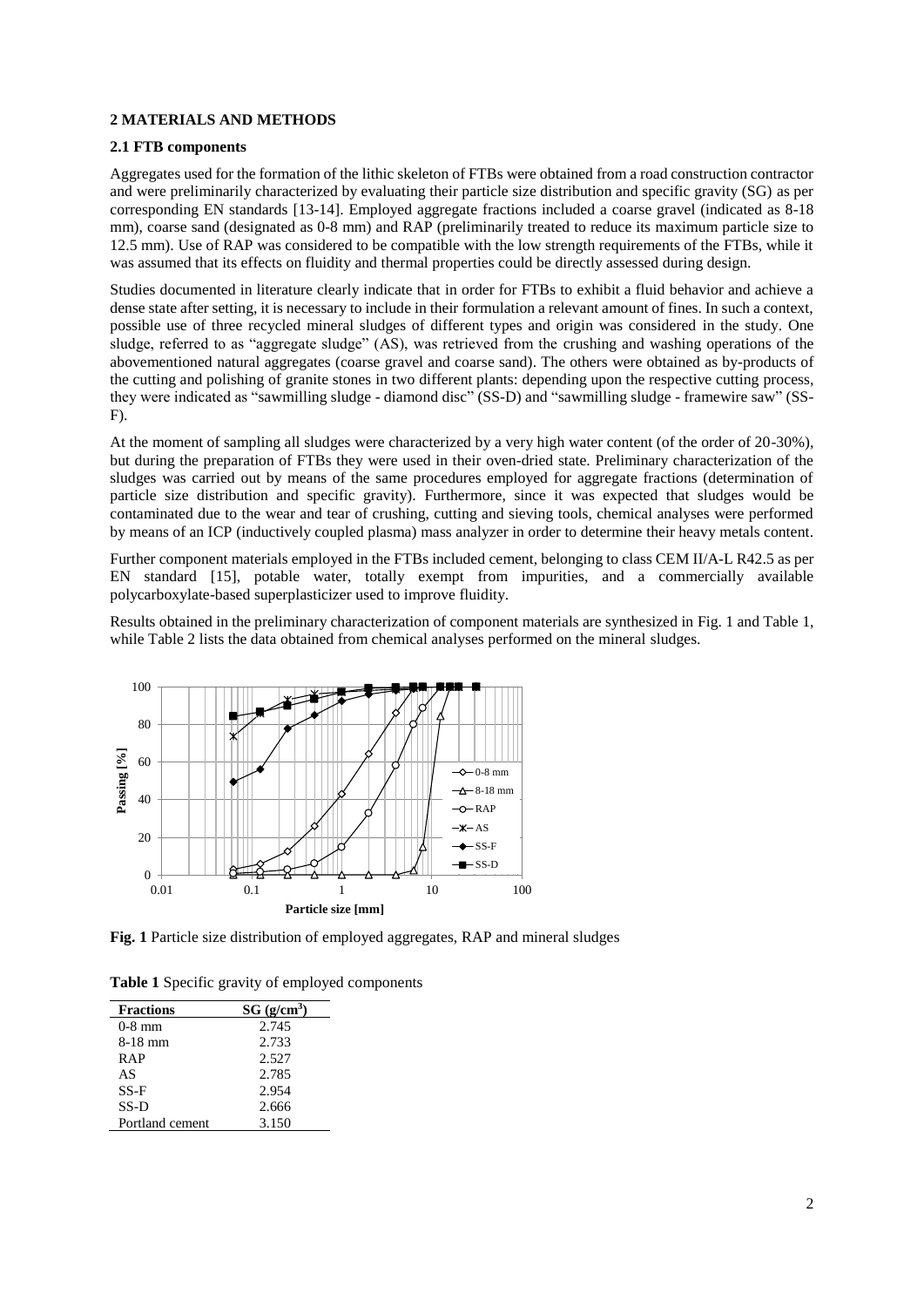## 2 MATERIALS AND METHODS

### 2.1 FTB components

Aggregates used for the formation of the lithic skeleton of FTBs were obtained from a road construction contractor and were preliminarily characterized by evaluating their particle size distribution and specific gravity (SG) as per corresponding EN standards [13-14]. Employed aggregate fractions included a coarse gravel (indicated as 8-18 mm), coarse sand (designated as 0-8 mm) and RAP (preliminarily treated to reduce its maximum particle size to 12.5 mm). Use of RAP was considered to be compatible with the low strength requirements of the FTBs, while it was assumed that its effects on fluidity and thermal properties could be directly assessed during design.

Studies documented in literature clearly indicate that in order for FTBs to exhibit a fluid behavior and achieve a dense state after setting, it is necessary to include in their formulation a relevant amount of fines. In such a context, possible use of three recycled mineral sludges of different types and origin was considered in the study. One sludge, referred to as "aggregate sludge" (AS), was retrieved from the crushing and washing operations of the abovementioned natural aggregates (coarse gravel and coarse sand). The others were obtained as by-products of the cutting and polishing of granite stones in two different plants: depending upon the respective cutting process, they were indicated as "sawmilling sludge - diamond disc" (SS-D) and "sawmilling sludge - framewire saw" (SS-F).

At the moment of sampling all sludges were characterized by a very high water content (of the order of 20-30%), but during the preparation of FTBs they were used in their oven-dried state. Preliminary characterization of the sludges was carried out by means of the same procedures employed for aggregate fractions (determination of particle size distribution and specific gravity). Furthermore, since it was expected that sludges would be contaminated due to the wear and tear of crushing, cutting and sieving tools, chemical analyses were performed by means of an ICP (inductively coupled plasma) mass analyzer in order to determine their heavy metals content.

Further component materials employed in the FTBs included cement, belonging to class CEM II/A-L R42.5 as per EN standard [15], potable water, totally exempt from impurities, and a commercially available polycarboxylate-based superplasticizer used to improve fluidity.

Results obtained in the preliminary characterization of component materials are synthesized in Fig. 1 and Table 1, while Table 2 lists the data obtained from chemical analyses performed on the mineral sludges.

**Fig. 1** Particle size distribution of employed aggregates, RAP and mineral sludges

**Table 1** Specific gravity of employed components

| Fractions | SG (g/cm$^3$) |
|---|---|
| 0-8 mm | 2.745 |
| 8-18 mm | 2.733 |
| RAP | 2.527 |
| AS | 2.785 |
| SS-F | 2.954 |
| SS-D | 2.666 |
| Portland cement | 3.150 |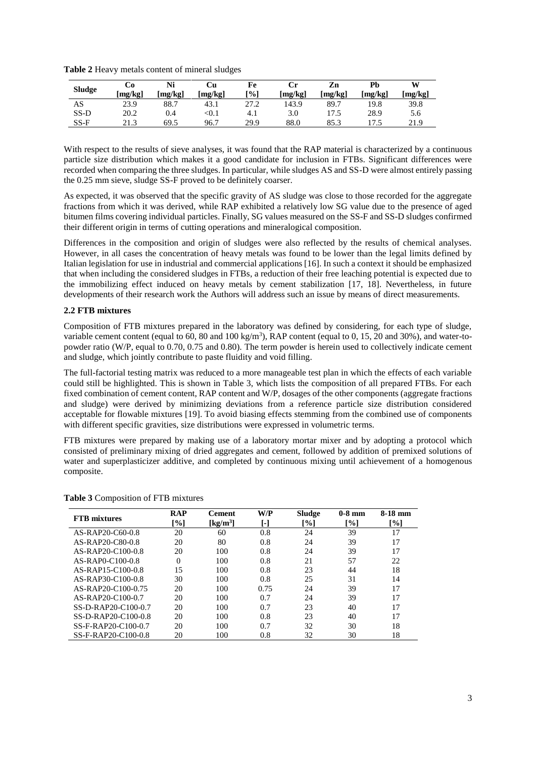**Table 2** Heavy metals content of mineral sludges

| Sludge | Co [mg/kg] | Ni [mg/kg] | Cu [mg/kg] | Fe [%] | Cr [mg/kg] | Zn [mg/kg] | Pb [mg/kg] | W [mg/kg] |
|---|---|---|---|---|---|---|---|---|
| AS | 23.9 | 88.7 | 43.1 | 27.2 | 143.9 | 89.7 | 19.8 | 39.8 |
| SS-D | 20.2 | 0.4 | <0.1 | 4.1 | 3.0 | 17.5 | 28.9 | 5.6 |
| SS-F | 21.3 | 69.5 | 96.7 | 29.9 | 88.0 | 85.3 | 17.5 | 21.9 |

With respect to the results of sieve analyses, it was found that the RAP material is characterized by a continuous particle size distribution which makes it a good candidate for inclusion in FTBs. Significant differences were recorded when comparing the three sludges. In particular, while sludges AS and SS-D were almost entirely passing the 0.25 mm sieve, sludge SS-F proved to be definitely coarser.

As expected, it was observed that the specific gravity of AS sludge was close to those recorded for the aggregate fractions from which it was derived, while RAP exhibited a relatively low SG value due to the presence of aged bitumen films covering individual particles. Finally, SG values measured on the SS-F and SS-D sludges confirmed their different origin in terms of cutting operations and mineralogical composition.

Differences in the composition and origin of sludges were also reflected by the results of chemical analyses. However, in all cases the concentration of heavy metals was found to be lower than the legal limits defined by Italian legislation for use in industrial and commercial applications [16]. In such a context it should be emphasized that when including the considered sludges in FTBs, a reduction of their free leaching potential is expected due to the immobilizing effect induced on heavy metals by cement stabilization [17, 18]. Nevertheless, in future developments of their research work the Authors will address such an issue by means of direct measurements.

### 2.2 FTB mixtures

Composition of FTB mixtures prepared in the laboratory was defined by considering, for each type of sludge, variable cement content (equal to 60, 80 and 100 kg/m$^3$), RAP content (equal to 0, 15, 20 and 30%), and water-to-powder ratio (W/P, equal to 0.70, 0.75 and 0.80). The term powder is herein used to collectively indicate cement and sludge, which jointly contribute to paste fluidity and void filling.

The full-factorial testing matrix was reduced to a more manageable test plan in which the effects of each variable could still be highlighted. This is shown in Table 3, which lists the composition of all prepared FTBs. For each fixed combination of cement content, RAP content and W/P, dosages of the other components (aggregate fractions and sludge) were derived by minimizing deviations from a reference particle size distribution considered acceptable for flowable mixtures [19]. To avoid biasing effects stemming from the combined use of components with different specific gravities, size distributions were expressed in volumetric terms.

FTB mixtures were prepared by making use of a laboratory mortar mixer and by adopting a protocol which consisted of preliminary mixing of dried aggregates and cement, followed by addition of premixed solutions of water and superplasticizer additive, and completed by continuous mixing until achievement of a homogenous composite.

**Table 3** Composition of FTB mixtures

| FTB mixtures | RAP [%] | Cement [kg/m$^3$] | W/P [-] | Sludge [%] | 0-8 mm [%] | 8-18 mm [%] |
|---|---|---|---|---|---|---|
| AS-RAP20-C60-0.8 | 20 | 60 | 0.8 | 24 | 39 | 17 |
| AS-RAP20-C80-0.8 | 20 | 80 | 0.8 | 24 | 39 | 17 |
| AS-RAP20-C100-0.8 | 20 | 100 | 0.8 | 24 | 39 | 17 |
| AS-RAP0-C100-0.8 | 0 | 100 | 0.8 | 21 | 57 | 22 |
| AS-RAP15-C100-0.8 | 15 | 100 | 0.8 | 23 | 44 | 18 |
| AS-RAP30-C100-0.8 | 30 | 100 | 0.8 | 25 | 31 | 14 |
| AS-RAP20-C100-0.75 | 20 | 100 | 0.75 | 24 | 39 | 17 |
| AS-RAP20-C100-0.7 | 20 | 100 | 0.7 | 24 | 39 | 17 |
| SS-D-RAP20-C100-0.7 | 20 | 100 | 0.7 | 23 | 40 | 17 |
| SS-D-RAP20-C100-0.8 | 20 | 100 | 0.8 | 23 | 40 | 17 |
| SS-F-RAP20-C100-0.7 | 20 | 100 | 0.7 | 32 | 30 | 18 |
| SS-F-RAP20-C100-0.8 | 20 | 100 | 0.8 | 32 | 30 | 18 |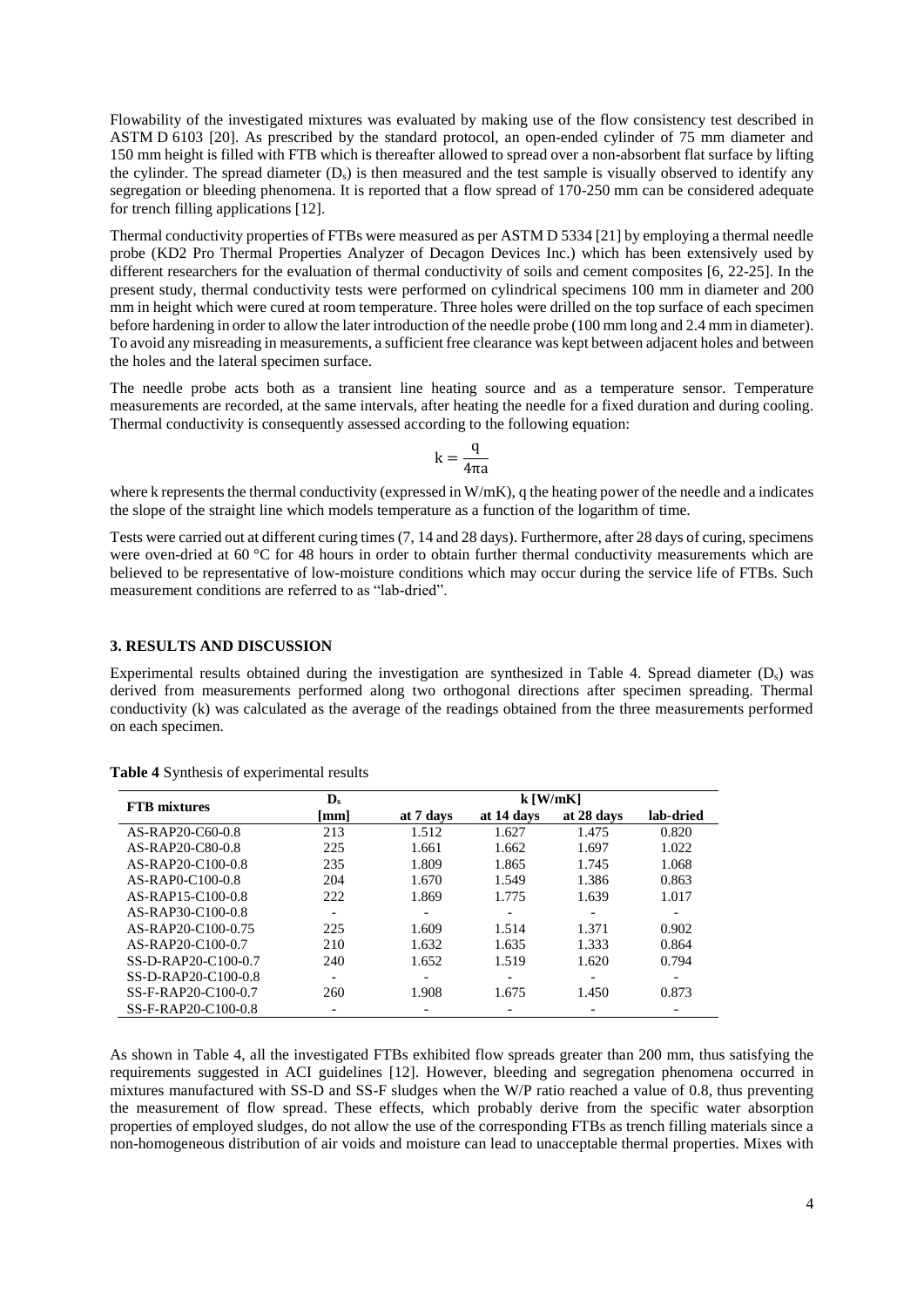Flowability of the investigated mixtures was evaluated by making use of the flow consistency test described in ASTM D 6103 [20]. As prescribed by the standard protocol, an open-ended cylinder of 75 mm diameter and 150 mm height is filled with FTB which is thereafter allowed to spread over a non-absorbent flat surface by lifting the cylinder. The spread diameter ($D_s$) is then measured and the test sample is visually observed to identify any segregation or bleeding phenomena. It is reported that a flow spread of 170-250 mm can be considered adequate for trench filling applications [12].

Thermal conductivity properties of FTBs were measured as per ASTM D 5334 [21] by employing a thermal needle probe (KD2 Pro Thermal Properties Analyzer of Decagon Devices Inc.) which has been extensively used by different researchers for the evaluation of thermal conductivity of soils and cement composites [6, 22-25]. In the present study, thermal conductivity tests were performed on cylindrical specimens 100 mm in diameter and 200 mm in height which were cured at room temperature. Three holes were drilled on the top surface of each specimen before hardening in order to allow the later introduction of the needle probe (100 mm long and 2.4 mm in diameter). To avoid any misreading in measurements, a sufficient free clearance was kept between adjacent holes and between the holes and the lateral specimen surface.

The needle probe acts both as a transient line heating source and as a temperature sensor. Temperature measurements are recorded, at the same intervals, after heating the needle for a fixed duration and during cooling. Thermal conductivity is consequently assessed according to the following equation:

$$k = \frac{q}{4\pi a}$$

where k represents the thermal conductivity (expressed in W/mK), q the heating power of the needle and a indicates the slope of the straight line which models temperature as a function of the logarithm of time.

Tests were carried out at different curing times (7, 14 and 28 days). Furthermore, after 28 days of curing, specimens were oven-dried at 60 °C for 48 hours in order to obtain further thermal conductivity measurements which are believed to be representative of low-moisture conditions which may occur during the service life of FTBs. Such measurement conditions are referred to as "lab-dried".

## 3. RESULTS AND DISCUSSION

Experimental results obtained during the investigation are synthesized in Table 4. Spread diameter ($D_s$) was derived from measurements performed along two orthogonal directions after specimen spreading. Thermal conductivity (k) was calculated as the average of the readings obtained from the three measurements performed on each specimen.

**Table 4** Synthesis of experimental results

| FTB mixtures | $D_s$ [mm] | k [W/mK] at 7 days | at 14 days | at 28 days | lab-dried |
|---|---|---|---|---|---|
| AS-RAP20-C60-0.8 | 213 | 1.512 | 1.627 | 1.475 | 0.820 |
| AS-RAP20-C80-0.8 | 225 | 1.661 | 1.662 | 1.697 | 1.022 |
| AS-RAP20-C100-0.8 | 235 | 1.809 | 1.865 | 1.745 | 1.068 |
| AS-RAP0-C100-0.8 | 204 | 1.670 | 1.549 | 1.386 | 0.863 |
| AS-RAP15-C100-0.8 | 222 | 1.869 | 1.775 | 1.639 | 1.017 |
| AS-RAP30-C100-0.8 | - | - | - | - | - |
| AS-RAP20-C100-0.75 | 225 | 1.609 | 1.514 | 1.371 | 0.902 |
| AS-RAP20-C100-0.7 | 210 | 1.632 | 1.635 | 1.333 | 0.864 |
| SS-D-RAP20-C100-0.7 | 240 | 1.652 | 1.519 | 1.620 | 0.794 |
| SS-D-RAP20-C100-0.8 | - | - | - | - | - |
| SS-F-RAP20-C100-0.7 | 260 | 1.908 | 1.675 | 1.450 | 0.873 |
| SS-F-RAP20-C100-0.8 | - | - | - | - | - |

As shown in Table 4, all the investigated FTBs exhibited flow spreads greater than 200 mm, thus satisfying the requirements suggested in ACI guidelines [12]. However, bleeding and segregation phenomena occurred in mixtures manufactured with SS-D and SS-F sludges when the W/P ratio reached a value of 0.8, thus preventing the measurement of flow spread. These effects, which probably derive from the specific water absorption properties of employed sludges, do not allow the use of the corresponding FTBs as trench filling materials since a non-homogeneous distribution of air voids and moisture can lead to unacceptable thermal properties. Mixes with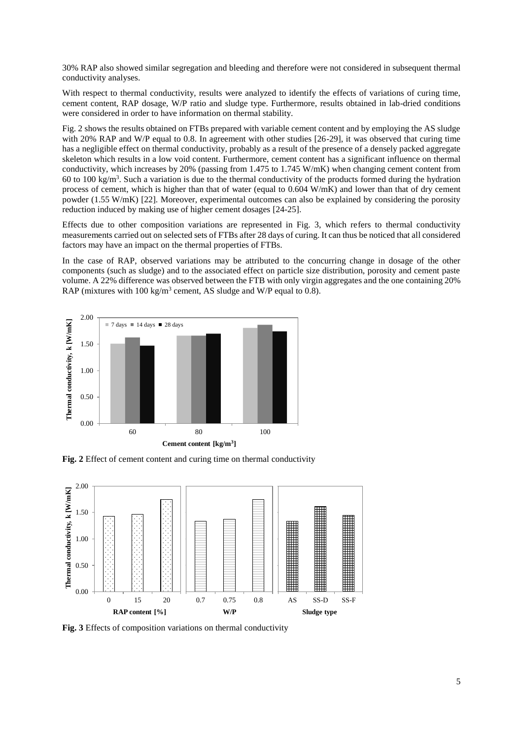30% RAP also showed similar segregation and bleeding and therefore were not considered in subsequent thermal conductivity analyses.

With respect to thermal conductivity, results were analyzed to identify the effects of variations of curing time, cement content, RAP dosage, W/P ratio and sludge type. Furthermore, results obtained in lab-dried conditions were considered in order to have information on thermal stability.

Fig. 2 shows the results obtained on FTBs prepared with variable cement content and by employing the AS sludge with 20% RAP and W/P equal to 0.8. In agreement with other studies [26-29], it was observed that curing time has a negligible effect on thermal conductivity, probably as a result of the presence of a densely packed aggregate skeleton which results in a low void content. Furthermore, cement content has a significant influence on thermal conductivity, which increases by 20% (passing from 1.475 to 1.745 W/mK) when changing cement content from 60 to 100 kg/m$^3$. Such a variation is due to the thermal conductivity of the products formed during the hydration process of cement, which is higher than that of water (equal to 0.604 W/mK) and lower than that of dry cement powder (1.55 W/mK) [22]. Moreover, experimental outcomes can also be explained by considering the porosity reduction induced by making use of higher cement dosages [24-25].

Effects due to other composition variations are represented in Fig. 3, which refers to thermal conductivity measurements carried out on selected sets of FTBs after 28 days of curing. It can thus be noticed that all considered factors may have an impact on the thermal properties of FTBs.

In the case of RAP, observed variations may be attributed to the concurring change in dosage of the other components (such as sludge) and to the associated effect on particle size distribution, porosity and cement paste volume. A 22% difference was observed between the FTB with only virgin aggregates and the one containing 20% RAP (mixtures with 100 kg/m$^3$ cement, AS sludge and W/P equal to 0.8).

**Fig. 2** Effect of cement content and curing time on thermal conductivity

**Fig. 3** Effects of composition variations on thermal conductivity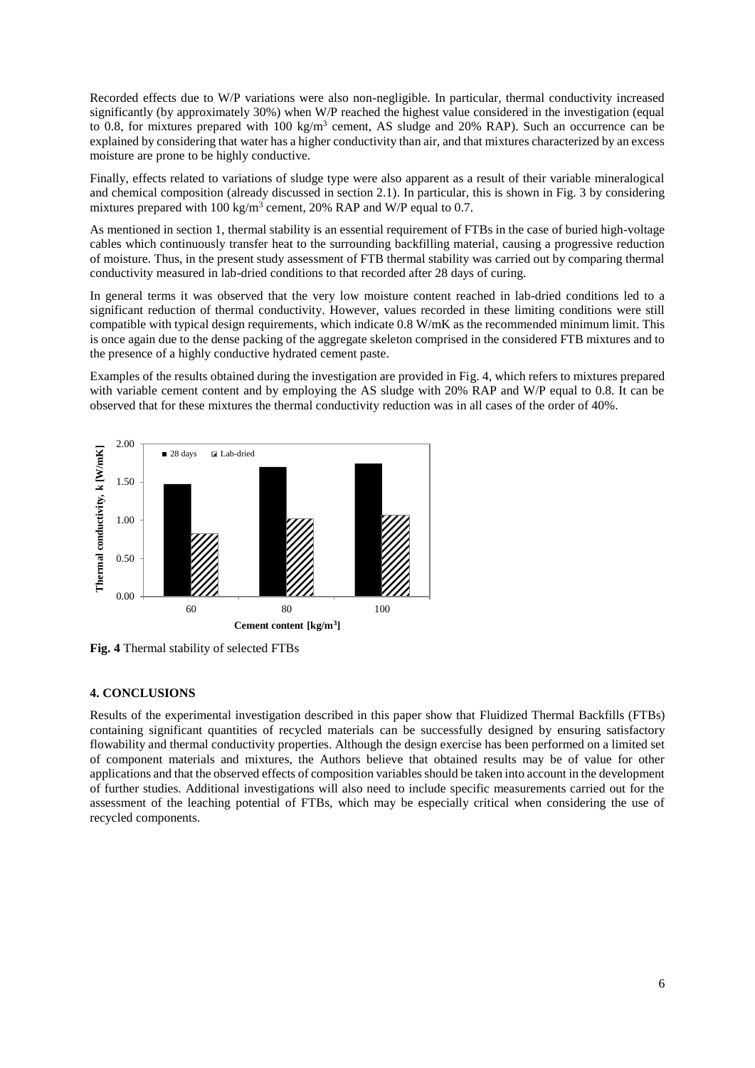Recorded effects due to W/P variations were also non-negligible. In particular, thermal conductivity increased significantly (by approximately 30%) when W/P reached the highest value considered in the investigation (equal to 0.8, for mixtures prepared with 100 kg/m$^3$ cement, AS sludge and 20% RAP). Such an occurrence can be explained by considering that water has a higher conductivity than air, and that mixtures characterized by an excess moisture are prone to be highly conductive.

Finally, effects related to variations of sludge type were also apparent as a result of their variable mineralogical and chemical composition (already discussed in section 2.1). In particular, this is shown in Fig. 3 by considering mixtures prepared with 100 kg/m$^3$ cement, 20% RAP and W/P equal to 0.7.

As mentioned in section 1, thermal stability is an essential requirement of FTBs in the case of buried high-voltage cables which continuously transfer heat to the surrounding backfilling material, causing a progressive reduction of moisture. Thus, in the present study assessment of FTB thermal stability was carried out by comparing thermal conductivity measured in lab-dried conditions to that recorded after 28 days of curing.

In general terms it was observed that the very low moisture content reached in lab-dried conditions led to a significant reduction of thermal conductivity. However, values recorded in these limiting conditions were still compatible with typical design requirements, which indicate 0.8 W/mK as the recommended minimum limit. This is once again due to the dense packing of the aggregate skeleton comprised in the considered FTB mixtures and to the presence of a highly conductive hydrated cement paste.

Examples of the results obtained during the investigation are provided in Fig. 4, which refers to mixtures prepared with variable cement content and by employing the AS sludge with 20% RAP and W/P equal to 0.8. It can be observed that for these mixtures the thermal conductivity reduction was in all cases of the order of 40%.

**Fig. 4** Thermal stability of selected FTBs

## 4. CONCLUSIONS

Results of the experimental investigation described in this paper show that Fluidized Thermal Backfills (FTBs) containing significant quantities of recycled materials can be successfully designed by ensuring satisfactory flowability and thermal conductivity properties. Although the design exercise has been performed on a limited set of component materials and mixtures, the Authors believe that obtained results may be of value for other applications and that the observed effects of composition variables should be taken into account in the development of further studies. Additional investigations will also need to include specific measurements carried out for the assessment of the leaching potential of FTBs, which may be especially critical when considering the use of recycled components.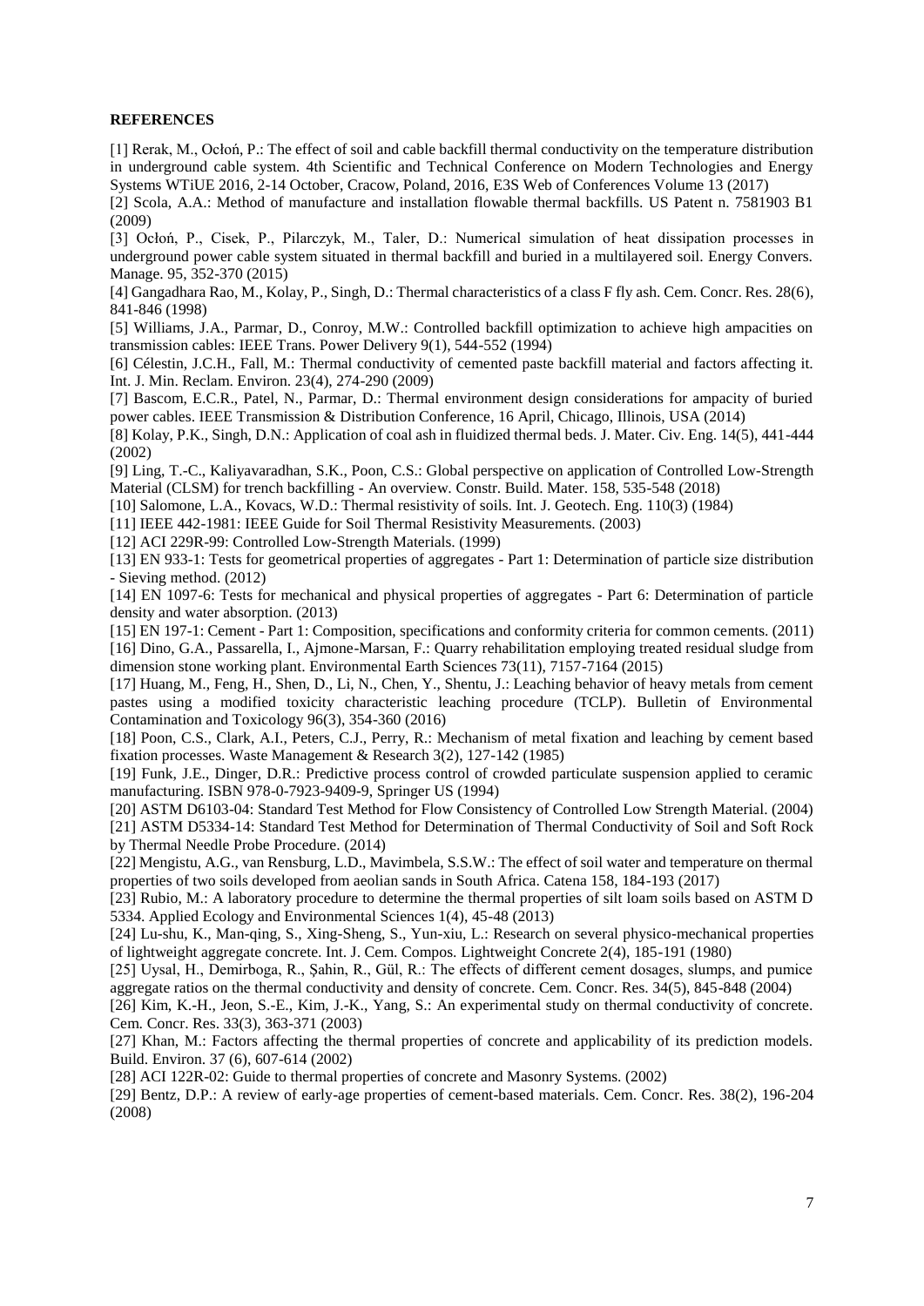**REFERENCES**

[1] Rerak, M., Ocłoń, P.: The effect of soil and cable backfill thermal conductivity on the temperature distribution in underground cable system. 4th Scientific and Technical Conference on Modern Technologies and Energy Systems WTiUE 2016, 2-14 October, Cracow, Poland, 2016, E3S Web of Conferences Volume 13 (2017)

[2] Scola, A.A.: Method of manufacture and installation flowable thermal backfills. US Patent n. 7581903 B1 (2009)

[3] Ocłoń, P., Cisek, P., Pilarczyk, M., Taler, D.: Numerical simulation of heat dissipation processes in underground power cable system situated in thermal backfill and buried in a multilayered soil. Energy Convers. Manage. 95, 352-370 (2015)

[4] Gangadhara Rao, M., Kolay, P., Singh, D.: Thermal characteristics of a class F fly ash. Cem. Concr. Res. 28(6), 841-846 (1998)

[5] Williams, J.A., Parmar, D., Conroy, M.W.: Controlled backfill optimization to achieve high ampacities on transmission cables: IEEE Trans. Power Delivery 9(1), 544-552 (1994)

[6] Célestin, J.C.H., Fall, M.: Thermal conductivity of cemented paste backfill material and factors affecting it. Int. J. Min. Reclam. Environ. 23(4), 274-290 (2009)

[7] Bascom, E.C.R., Patel, N., Parmar, D.: Thermal environment design considerations for ampacity of buried power cables. IEEE Transmission & Distribution Conference, 16 April, Chicago, Illinois, USA (2014)

[8] Kolay, P.K., Singh, D.N.: Application of coal ash in fluidized thermal beds. J. Mater. Civ. Eng. 14(5), 441-444 (2002)

[9] Ling, T.-C., Kaliyavaradhan, S.K., Poon, C.S.: Global perspective on application of Controlled Low-Strength Material (CLSM) for trench backfilling - An overview. Constr. Build. Mater. 158, 535-548 (2018)

[10] Salomone, L.A., Kovacs, W.D.: Thermal resistivity of soils. Int. J. Geotech. Eng. 110(3) (1984)

[11] IEEE 442-1981: IEEE Guide for Soil Thermal Resistivity Measurements. (2003)

[12] ACI 229R-99: Controlled Low-Strength Materials. (1999)

[13] EN 933-1: Tests for geometrical properties of aggregates - Part 1: Determination of particle size distribution - Sieving method. (2012)

[14] EN 1097-6: Tests for mechanical and physical properties of aggregates - Part 6: Determination of particle density and water absorption. (2013)

[15] EN 197-1: Cement - Part 1: Composition, specifications and conformity criteria for common cements. (2011)

[16] Dino, G.A., Passarella, I., Ajmone-Marsan, F.: Quarry rehabilitation employing treated residual sludge from dimension stone working plant. Environmental Earth Sciences 73(11), 7157-7164 (2015)

[17] Huang, M., Feng, H., Shen, D., Li, N., Chen, Y., Shentu, J.: Leaching behavior of heavy metals from cement pastes using a modified toxicity characteristic leaching procedure (TCLP). Bulletin of Environmental Contamination and Toxicology 96(3), 354-360 (2016)

[18] Poon, C.S., Clark, A.I., Peters, C.J., Perry, R.: Mechanism of metal fixation and leaching by cement based fixation processes. Waste Management & Research 3(2), 127-142 (1985)

[19] Funk, J.E., Dinger, D.R.: Predictive process control of crowded particulate suspension applied to ceramic manufacturing. ISBN 978-0-7923-9409-9, Springer US (1994)

[20] ASTM D6103-04: Standard Test Method for Flow Consistency of Controlled Low Strength Material. (2004)

[21] ASTM D5334-14: Standard Test Method for Determination of Thermal Conductivity of Soil and Soft Rock by Thermal Needle Probe Procedure. (2014)

[22] Mengistu, A.G., van Rensburg, L.D., Mavimbela, S.S.W.: The effect of soil water and temperature on thermal properties of two soils developed from aeolian sands in South Africa. Catena 158, 184-193 (2017)

[23] Rubio, M.: A laboratory procedure to determine the thermal properties of silt loam soils based on ASTM D 5334. Applied Ecology and Environmental Sciences 1(4), 45-48 (2013)

[24] Lu-shu, K., Man-qing, S., Xing-Sheng, S., Yun-xiu, L.: Research on several physico-mechanical properties of lightweight aggregate concrete. Int. J. Cem. Compos. Lightweight Concrete 2(4), 185-191 (1980)

[25] Uysal, H., Demirboga, R., Şahin, R., Gül, R.: The effects of different cement dosages, slumps, and pumice aggregate ratios on the thermal conductivity and density of concrete. Cem. Concr. Res. 34(5), 845-848 (2004)

[26] Kim, K.-H., Jeon, S.-E., Kim, J.-K., Yang, S.: An experimental study on thermal conductivity of concrete. Cem. Concr. Res. 33(3), 363-371 (2003)

[27] Khan, M.: Factors affecting the thermal properties of concrete and applicability of its prediction models. Build. Environ. 37 (6), 607-614 (2002)

[28] ACI 122R-02: Guide to thermal properties of concrete and Masonry Systems. (2002)

[29] Bentz, D.P.: A review of early-age properties of cement-based materials. Cem. Concr. Res. 38(2), 196-204 (2008)